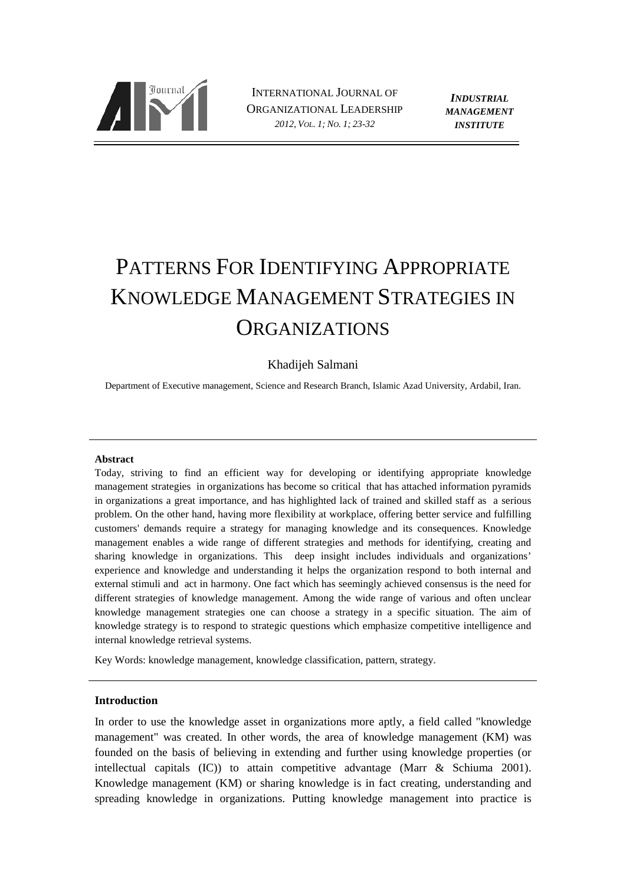# PATTERNS FOR IDENTIFYING APPROPRIATE KNOWLEDGE MANAGEMENT STRATEGIES IN ORGANIZATIONS

Khadijeh Salmani

Department of Executive management, Science and Research Branch, Islamic Azad University, Ardabil, Iran.

**Abstract**

Today, striving to find an efficient way for developing or identifying appropriate knowledge management strategies in organizations has become so critical that has attached information pyramids in organizations a great importance, and has highlighted lack of trained and skilled staff as a serious problem. On the other hand, having more flexibility at workplace, offering better service and fulfilling customers' demands require a strategy for managing knowledge and its consequences. Knowledge management enables a wide range of different strategies and methods for identifying, creating and sharing knowledge in organizations. This deep insight includes individuals and organizations' experience and knowledge and understanding it helps the organization respond to both internal and external stimuli and act in harmony. One fact which has seemingly achieved consensus is the need for different strategies of knowledge management. Among the wide range of various and often unclear knowledge management strategies one can choose a strategy in a specific situation. The aim of knowledge strategy is to respond to strategic questions which emphasize competitive intelligence and internal knowledge retrieval systems.

Key Words: knowledge management, knowledge classification, pattern, strategy.

**Introduction**

In order to use the knowledge asset in organizations more aptly, a field called "knowledge management" was created. In other words, the area of knowledge management (KM) was founded on the basis of believing in extending and further using knowledge properties (or intellectual capitals (IC)) to attain competitive advantage (Marr & Schiuma 2001). Knowledge management (KM) or sharing knowledge is in fact creating, understanding and spreading knowledge in organizations. Putting knowledge management into practice is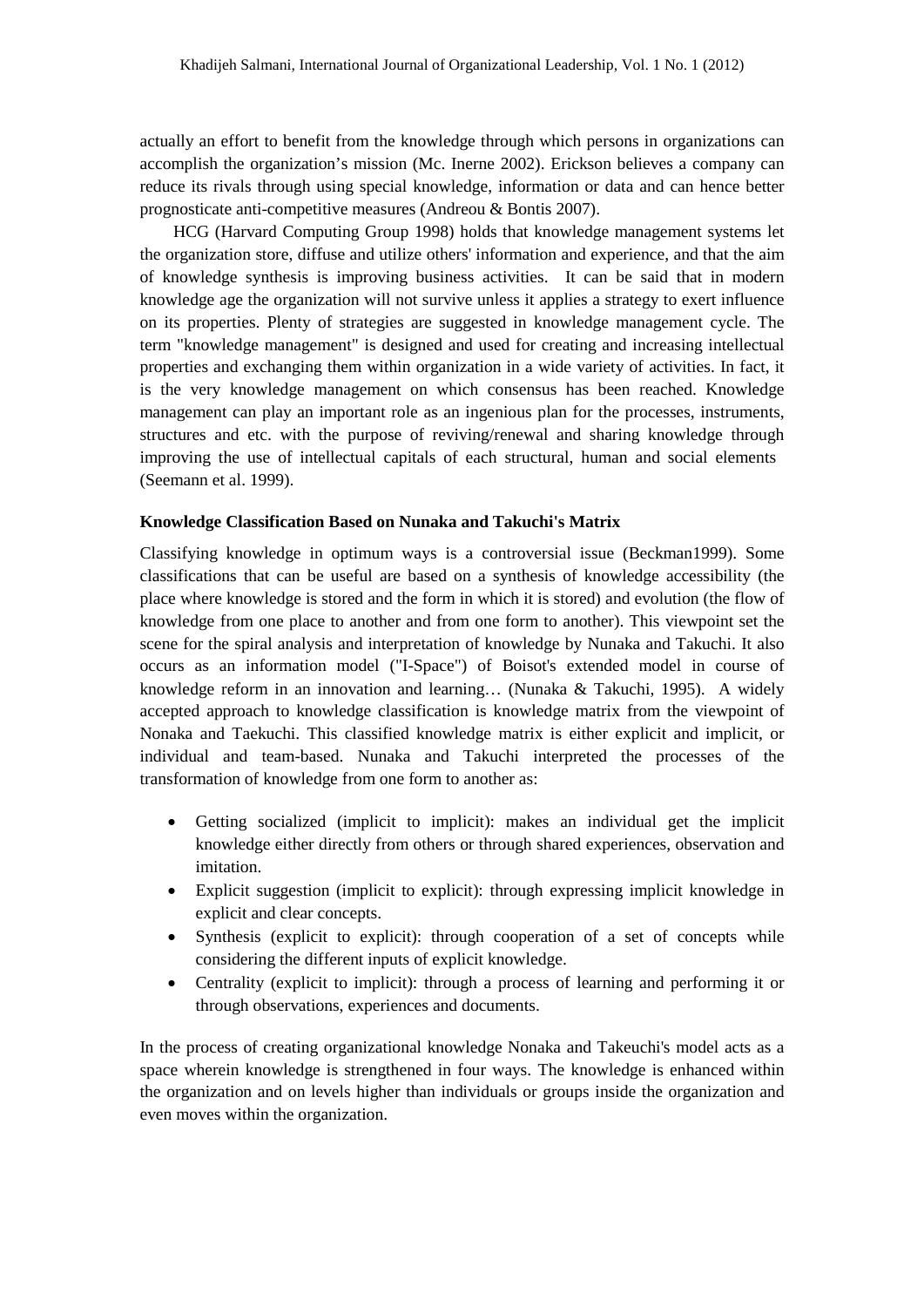actually an effort to benefit from the knowledge through which persons in organizations can accomplish the organization's mission (Mc. Inerne 2002). Erickson believes a company can reduce its rivals through using special knowledge, information or data and can hence better prognosticate anti-competitive measures (Andreou & Bontis 2007).

HCG (Harvard Computing Group 1998) holds that knowledge management systems let the organization store, diffuse and utilize others' information and experience, and that the aim of knowledge synthesis is improving business activities. It can be said that in modern knowledge age the organization will not survive unless it applies a strategy to exert influence on its properties. Plenty of strategies are suggested in knowledge management cycle. The term "knowledge management" is designed and used for creating and increasing intellectual properties and exchanging them within organization in a wide variety of activities. In fact, it is the very knowledge management on which consensus has been reached. Knowledge management can play an important role as an ingenious plan for the processes, instruments, structures and etc. with the purpose of reviving/renewal and sharing knowledge through improving the use of intellectual capitals of each structural, human and social elements (Seemann et al. 1999).

**Knowledge Classification Based on Nunaka and Takuchi's Matrix**

Classifying knowledge in optimum ways is a controversial issue (Beckman1999). Some classifications that can be useful are based on a synthesis of knowledge accessibility (the place where knowledge is stored and the form in which it is stored) and evolution (the flow of knowledge from one place to another and from one form to another). This viewpoint set the scene for the spiral analysis and interpretation of knowledge by Nunaka and Takuchi. It also occurs as an information model ("I-Space") of Boisot's extended model in course of knowledge reform in an innovation and learning… (Nunaka & Takuchi, 1995). A widely accepted approach to knowledge classification is knowledge matrix from the viewpoint of Nonaka and Taekuchi. This classified knowledge matrix is either explicit and implicit, or individual and team-based. Nunaka and Takuchi interpreted the processes of the transformation of knowledge from one form to another as:

- Getting socialized (implicit to implicit): makes an individual get the implicit knowledge either directly from others or through shared experiences, observation and imitation.
- Explicit suggestion (implicit to explicit): through expressing implicit knowledge in explicit and clear concepts.
- Synthesis (explicit to explicit): through cooperation of a set of concepts while considering the different inputs of explicit knowledge.
- Centrality (explicit to implicit): through a process of learning and performing it or through observations, experiences and documents.

In the process of creating organizational knowledge Nonaka and Takeuchi's model acts as a space wherein knowledge is strengthened in four ways. The knowledge is enhanced within the organization and on levels higher than individuals or groups inside the organization and even moves within the organization.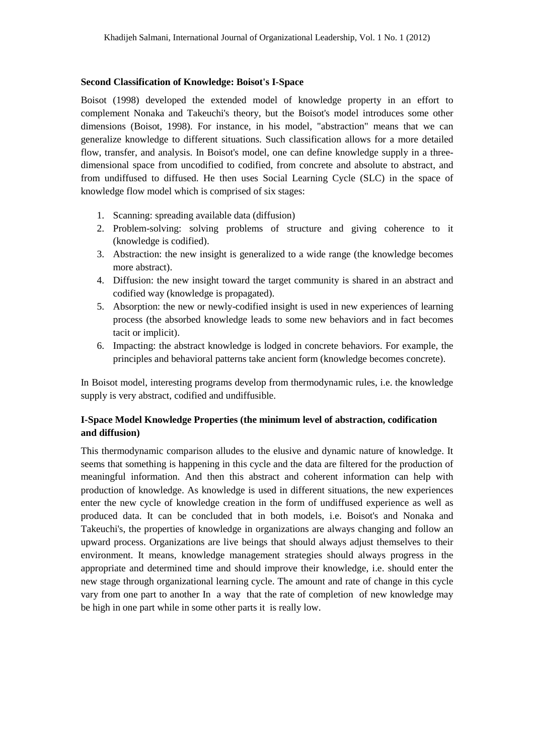### Second Classification of Knowledge: Boisot's I-Space

Boisot (1998) developed the extended model of knowledge property in an effort to complement Nonaka and Takeuchi's theory, but the Boisot's model introduces some other dimensions (Boisot, 1998). For instance, in his model, "abstraction" means that we can generalize knowledge to different situations. Such classification allows for a more detailed flow, transfer, and analysis. In Boisot's model, one can define knowledge supply in a three-dimensional space from uncodified to codified, from concrete and absolute to abstract, and from undiffused to diffused. He then uses Social Learning Cycle (SLC) in the space of knowledge flow model which is comprised of six stages:

1. Scanning: spreading available data (diffusion)
2. Problem-solving: solving problems of structure and giving coherence to it (knowledge is codified).
3. Abstraction: the new insight is generalized to a wide range (the knowledge becomes more abstract).
4. Diffusion: the new insight toward the target community is shared in an abstract and codified way (knowledge is propagated).
5. Absorption: the new or newly-codified insight is used in new experiences of learning process (the absorbed knowledge leads to some new behaviors and in fact becomes tacit or implicit).
6. Impacting: the abstract knowledge is lodged in concrete behaviors. For example, the principles and behavioral patterns take ancient form (knowledge becomes concrete).

In Boisot model, interesting programs develop from thermodynamic rules, i.e. the knowledge supply is very abstract, codified and undiffusible.

### I-Space Model Knowledge Properties (the minimum level of abstraction, codification and diffusion)

This thermodynamic comparison alludes to the elusive and dynamic nature of knowledge. It seems that something is happening in this cycle and the data are filtered for the production of meaningful information. And then this abstract and coherent information can help with production of knowledge. As knowledge is used in different situations, the new experiences enter the new cycle of knowledge creation in the form of undiffused experience as well as produced data. It can be concluded that in both models, i.e. Boisot's and Nonaka and Takeuchi's, the properties of knowledge in organizations are always changing and follow an upward process. Organizations are live beings that should always adjust themselves to their environment. It means, knowledge management strategies should always progress in the appropriate and determined time and should improve their knowledge, i.e. should enter the new stage through organizational learning cycle. The amount and rate of change in this cycle vary from one part to another In a way that the rate of completion of new knowledge may be high in one part while in some other parts it is really low.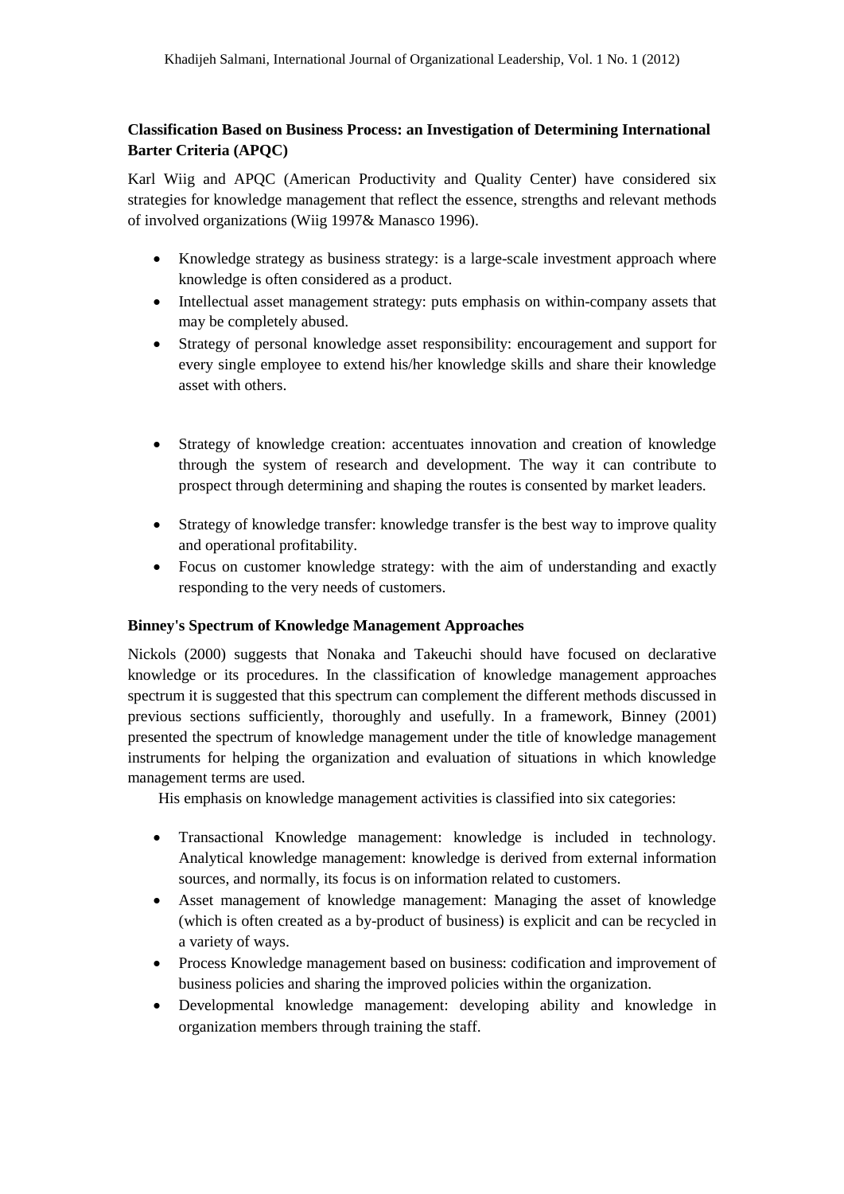**Classification Based on Business Process: an Investigation of Determining International Barter Criteria (APQC)**

Karl Wiig and APQC (American Productivity and Quality Center) have considered six strategies for knowledge management that reflect the essence, strengths and relevant methods of involved organizations (Wiig 1997& Manasco 1996).

- Knowledge strategy as business strategy: is a large-scale investment approach where knowledge is often considered as a product.
- Intellectual asset management strategy: puts emphasis on within-company assets that may be completely abused.
- Strategy of personal knowledge asset responsibility: encouragement and support for every single employee to extend his/her knowledge skills and share their knowledge asset with others.
- Strategy of knowledge creation: accentuates innovation and creation of knowledge through the system of research and development. The way it can contribute to prospect through determining and shaping the routes is consented by market leaders.
- Strategy of knowledge transfer: knowledge transfer is the best way to improve quality and operational profitability.
- Focus on customer knowledge strategy: with the aim of understanding and exactly responding to the very needs of customers.

**Binney's Spectrum of Knowledge Management Approaches**

Nickols (2000) suggests that Nonaka and Takeuchi should have focused on declarative knowledge or its procedures. In the classification of knowledge management approaches spectrum it is suggested that this spectrum can complement the different methods discussed in previous sections sufficiently, thoroughly and usefully. In a framework, Binney (2001) presented the spectrum of knowledge management under the title of knowledge management instruments for helping the organization and evaluation of situations in which knowledge management terms are used.

His emphasis on knowledge management activities is classified into six categories:

- Transactional Knowledge management: knowledge is included in technology. Analytical knowledge management: knowledge is derived from external information sources, and normally, its focus is on information related to customers.
- Asset management of knowledge management: Managing the asset of knowledge (which is often created as a by-product of business) is explicit and can be recycled in a variety of ways.
- Process Knowledge management based on business: codification and improvement of business policies and sharing the improved policies within the organization.
- Developmental knowledge management: developing ability and knowledge in organization members through training the staff.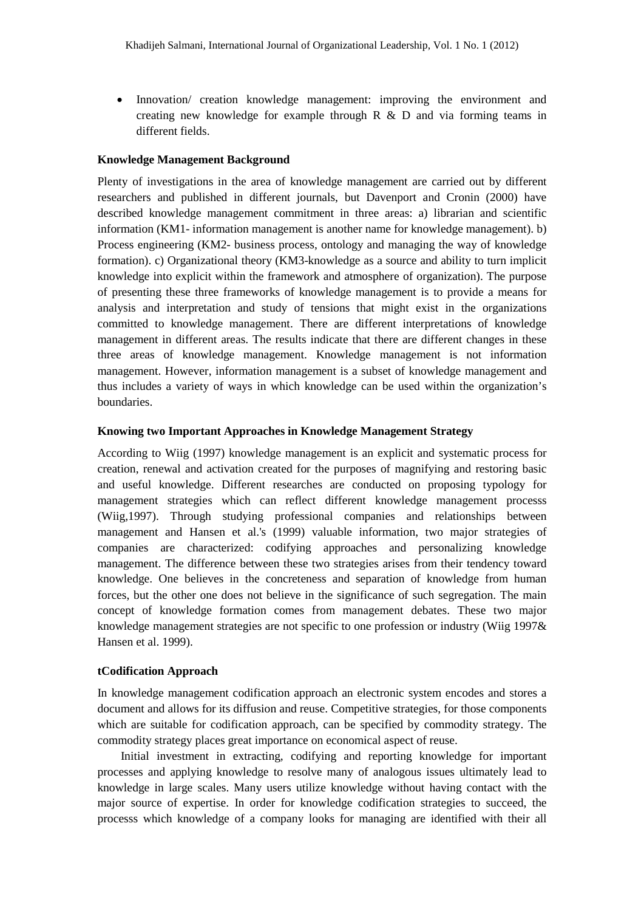- Innovation/ creation knowledge management: improving the environment and creating new knowledge for example through R & D and via forming teams in different fields.

### Knowledge Management Background

Plenty of investigations in the area of knowledge management are carried out by different researchers and published in different journals, but Davenport and Cronin (2000) have described knowledge management commitment in three areas: a) librarian and scientific information (KM1- information management is another name for knowledge management). b) Process engineering (KM2- business process, ontology and managing the way of knowledge formation). c) Organizational theory (KM3-knowledge as a source and ability to turn implicit knowledge into explicit within the framework and atmosphere of organization). The purpose of presenting these three frameworks of knowledge management is to provide a means for analysis and interpretation and study of tensions that might exist in the organizations committed to knowledge management. There are different interpretations of knowledge management in different areas. The results indicate that there are different changes in these three areas of knowledge management. Knowledge management is not information management. However, information management is a subset of knowledge management and thus includes a variety of ways in which knowledge can be used within the organization's boundaries.

### Knowing two Important Approaches in Knowledge Management Strategy

According to Wiig (1997) knowledge management is an explicit and systematic process for creation, renewal and activation created for the purposes of magnifying and restoring basic and useful knowledge. Different researches are conducted on proposing typology for management strategies which can reflect different knowledge management processs (Wiig,1997). Through studying professional companies and relationships between management and Hansen et al.'s (1999) valuable information, two major strategies of companies are characterized: codifying approaches and personalizing knowledge management. The difference between these two strategies arises from their tendency toward knowledge. One believes in the concreteness and separation of knowledge from human forces, but the other one does not believe in the significance of such segregation. The main concept of knowledge formation comes from management debates. These two major knowledge management strategies are not specific to one profession or industry (Wiig 1997& Hansen et al. 1999).

### tCodification Approach

In knowledge management codification approach an electronic system encodes and stores a document and allows for its diffusion and reuse. Competitive strategies, for those components which are suitable for codification approach, can be specified by commodity strategy. The commodity strategy places great importance on economical aspect of reuse.

Initial investment in extracting, codifying and reporting knowledge for important processes and applying knowledge to resolve many of analogous issues ultimately lead to knowledge in large scales. Many users utilize knowledge without having contact with the major source of expertise. In order for knowledge codification strategies to succeed, the processs which knowledge of a company looks for managing are identified with their all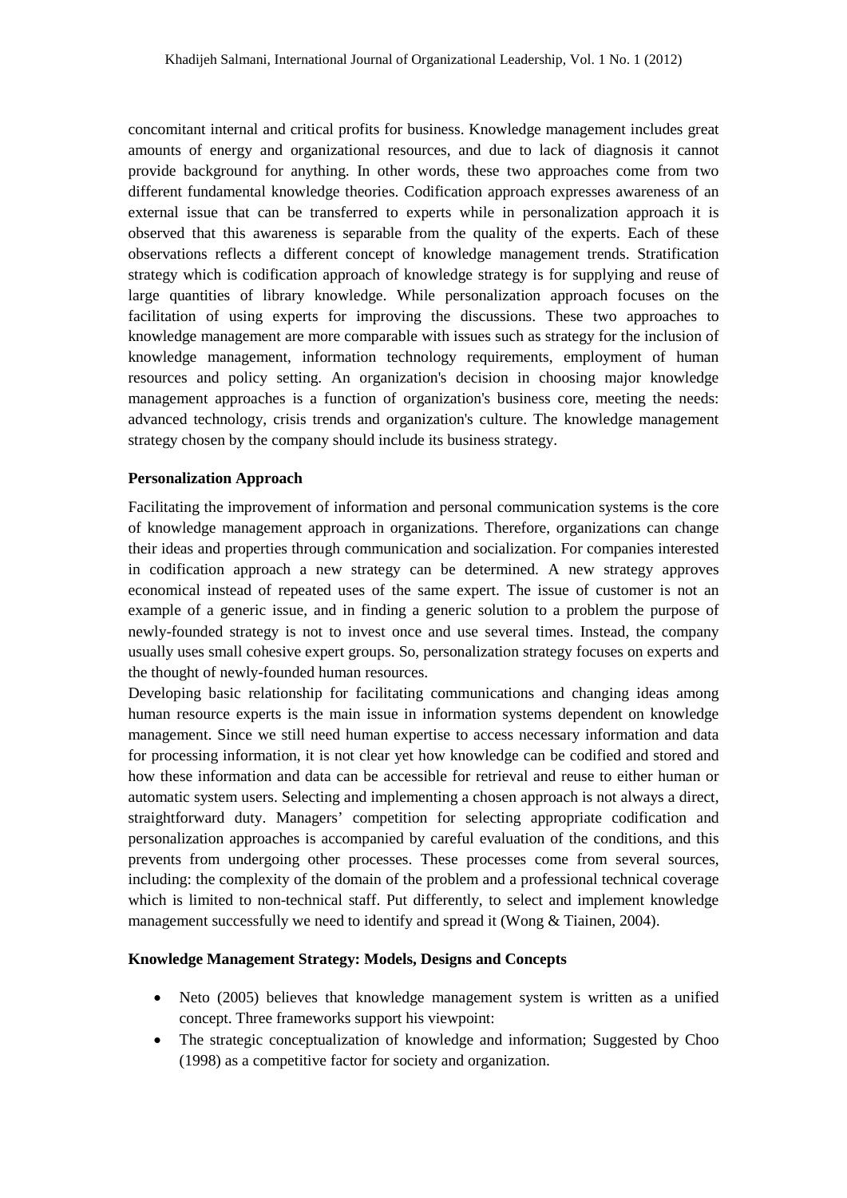concomitant internal and critical profits for business. Knowledge management includes great amounts of energy and organizational resources, and due to lack of diagnosis it cannot provide background for anything. In other words, these two approaches come from two different fundamental knowledge theories. Codification approach expresses awareness of an external issue that can be transferred to experts while in personalization approach it is observed that this awareness is separable from the quality of the experts. Each of these observations reflects a different concept of knowledge management trends. Stratification strategy which is codification approach of knowledge strategy is for supplying and reuse of large quantities of library knowledge. While personalization approach focuses on the facilitation of using experts for improving the discussions. These two approaches to knowledge management are more comparable with issues such as strategy for the inclusion of knowledge management, information technology requirements, employment of human resources and policy setting. An organization's decision in choosing major knowledge management approaches is a function of organization's business core, meeting the needs: advanced technology, crisis trends and organization's culture. The knowledge management strategy chosen by the company should include its business strategy.

**Personalization Approach**

Facilitating the improvement of information and personal communication systems is the core of knowledge management approach in organizations. Therefore, organizations can change their ideas and properties through communication and socialization. For companies interested in codification approach a new strategy can be determined. A new strategy approves economical instead of repeated uses of the same expert. The issue of customer is not an example of a generic issue, and in finding a generic solution to a problem the purpose of newly-founded strategy is not to invest once and use several times. Instead, the company usually uses small cohesive expert groups. So, personalization strategy focuses on experts and the thought of newly-founded human resources.

Developing basic relationship for facilitating communications and changing ideas among human resource experts is the main issue in information systems dependent on knowledge management. Since we still need human expertise to access necessary information and data for processing information, it is not clear yet how knowledge can be codified and stored and how these information and data can be accessible for retrieval and reuse to either human or automatic system users. Selecting and implementing a chosen approach is not always a direct, straightforward duty. Managers' competition for selecting appropriate codification and personalization approaches is accompanied by careful evaluation of the conditions, and this prevents from undergoing other processes. These processes come from several sources, including: the complexity of the domain of the problem and a professional technical coverage which is limited to non-technical staff. Put differently, to select and implement knowledge management successfully we need to identify and spread it (Wong & Tiainen, 2004).

**Knowledge Management Strategy: Models, Designs and Concepts**

- Neto (2005) believes that knowledge management system is written as a unified concept. Three frameworks support his viewpoint:
- The strategic conceptualization of knowledge and information; Suggested by Choo (1998) as a competitive factor for society and organization.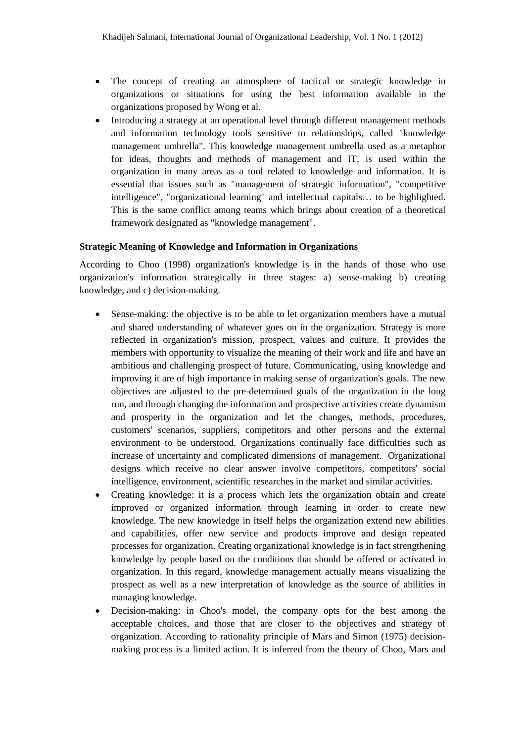- The concept of creating an atmosphere of tactical or strategic knowledge in organizations or situations for using the best information available in the organizations proposed by Wong et al.
- Introducing a strategy at an operational level through different management methods and information technology tools sensitive to relationships, called "knowledge management umbrella". This knowledge management umbrella used as a metaphor for ideas, thoughts and methods of management and IT, is used within the organization in many areas as a tool related to knowledge and information. It is essential that issues such as "management of strategic information", "competitive intelligence", "organizational learning" and intellectual capitals… to be highlighted. This is the same conflict among teams which brings about creation of a theoretical framework designated as "knowledge management".

**Strategic Meaning of Knowledge and Information in Organizations**

According to Choo (1998) organization's knowledge is in the hands of those who use organization's information strategically in three stages: a) sense-making b) creating knowledge, and c) decision-making.

- Sense-making: the objective is to be able to let organization members have a mutual and shared understanding of whatever goes on in the organization. Strategy is more reflected in organization's mission, prospect, values and culture. It provides the members with opportunity to visualize the meaning of their work and life and have an ambitious and challenging prospect of future. Communicating, using knowledge and improving it are of high importance in making sense of organization's goals. The new objectives are adjusted to the pre-determined goals of the organization in the long run, and through changing the information and prospective activities create dynamism and prosperity in the organization and let the changes, methods, procedures, customers' scenarios, suppliers, competitors and other persons and the external environment to be understood. Organizations continually face difficulties such as increase of uncertainty and complicated dimensions of management. Organizational designs which receive no clear answer involve competitors, competitors' social intelligence, environment, scientific researches in the market and similar activities.
- Creating knowledge: it is a process which lets the organization obtain and create improved or organized information through learning in order to create new knowledge. The new knowledge in itself helps the organization extend new abilities and capabilities, offer new service and products improve and design repeated processes for organization. Creating organizational knowledge is in fact strengthening knowledge by people based on the conditions that should be offered or activated in organization. In this regard, knowledge management actually means visualizing the prospect as well as a new interpretation of knowledge as the source of abilities in managing knowledge.
- Decision-making: in Choo's model, the company opts for the best among the acceptable choices, and those that are closer to the objectives and strategy of organization. According to rationality principle of Mars and Simon (1975) decision-making process is a limited action. It is inferred from the theory of Choo, Mars and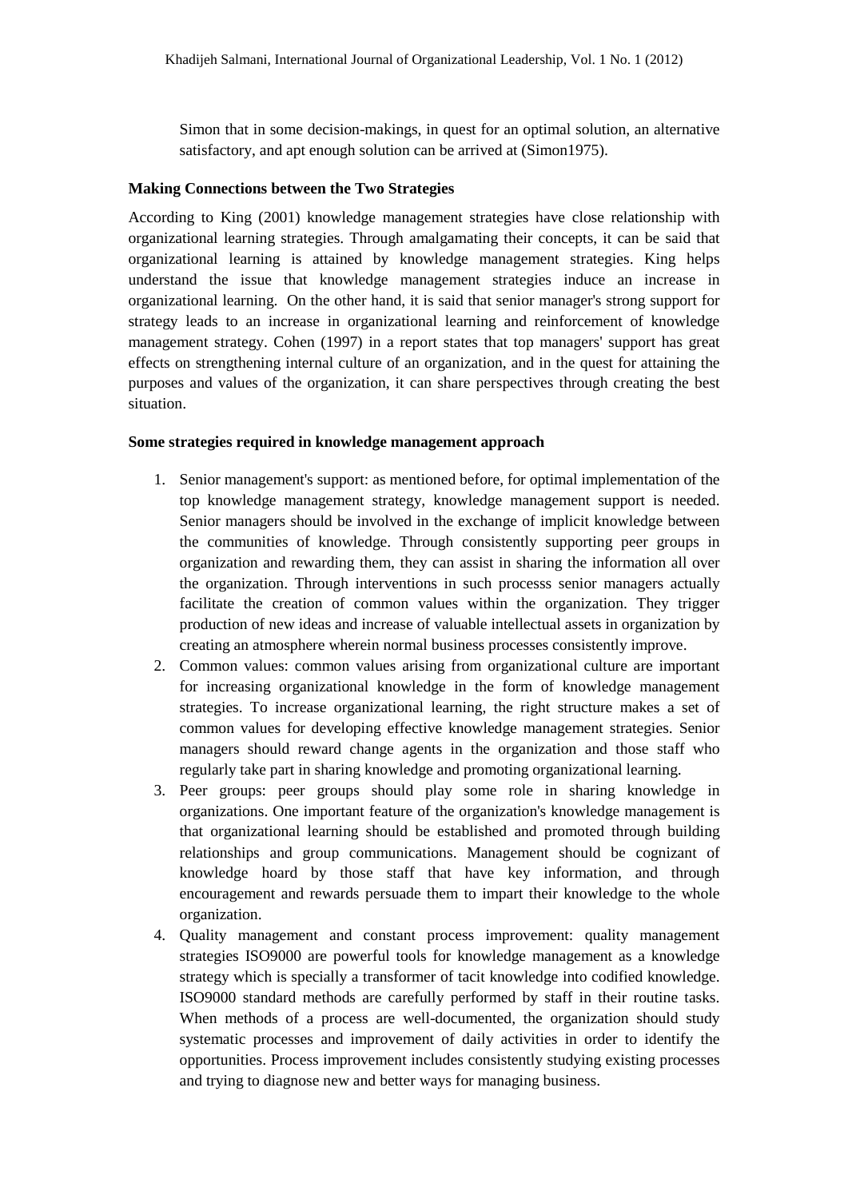Simon that in some decision-makings, in quest for an optimal solution, an alternative satisfactory, and apt enough solution can be arrived at (Simon1975).

**Making Connections between the Two Strategies**

According to King (2001) knowledge management strategies have close relationship with organizational learning strategies. Through amalgamating their concepts, it can be said that organizational learning is attained by knowledge management strategies. King helps understand the issue that knowledge management strategies induce an increase in organizational learning. On the other hand, it is said that senior manager's strong support for strategy leads to an increase in organizational learning and reinforcement of knowledge management strategy. Cohen (1997) in a report states that top managers' support has great effects on strengthening internal culture of an organization, and in the quest for attaining the purposes and values of the organization, it can share perspectives through creating the best situation.

**Some strategies required in knowledge management approach**

1. Senior management's support: as mentioned before, for optimal implementation of the top knowledge management strategy, knowledge management support is needed. Senior managers should be involved in the exchange of implicit knowledge between the communities of knowledge. Through consistently supporting peer groups in organization and rewarding them, they can assist in sharing the information all over the organization. Through interventions in such processs senior managers actually facilitate the creation of common values within the organization. They trigger production of new ideas and increase of valuable intellectual assets in organization by creating an atmosphere wherein normal business processes consistently improve.
2. Common values: common values arising from organizational culture are important for increasing organizational knowledge in the form of knowledge management strategies. To increase organizational learning, the right structure makes a set of common values for developing effective knowledge management strategies. Senior managers should reward change agents in the organization and those staff who regularly take part in sharing knowledge and promoting organizational learning.
3. Peer groups: peer groups should play some role in sharing knowledge in organizations. One important feature of the organization's knowledge management is that organizational learning should be established and promoted through building relationships and group communications. Management should be cognizant of knowledge hoard by those staff that have key information, and through encouragement and rewards persuade them to impart their knowledge to the whole organization.
4. Quality management and constant process improvement: quality management strategies ISO9000 are powerful tools for knowledge management as a knowledge strategy which is specially a transformer of tacit knowledge into codified knowledge. ISO9000 standard methods are carefully performed by staff in their routine tasks. When methods of a process are well-documented, the organization should study systematic processes and improvement of daily activities in order to identify the opportunities. Process improvement includes consistently studying existing processes and trying to diagnose new and better ways for managing business.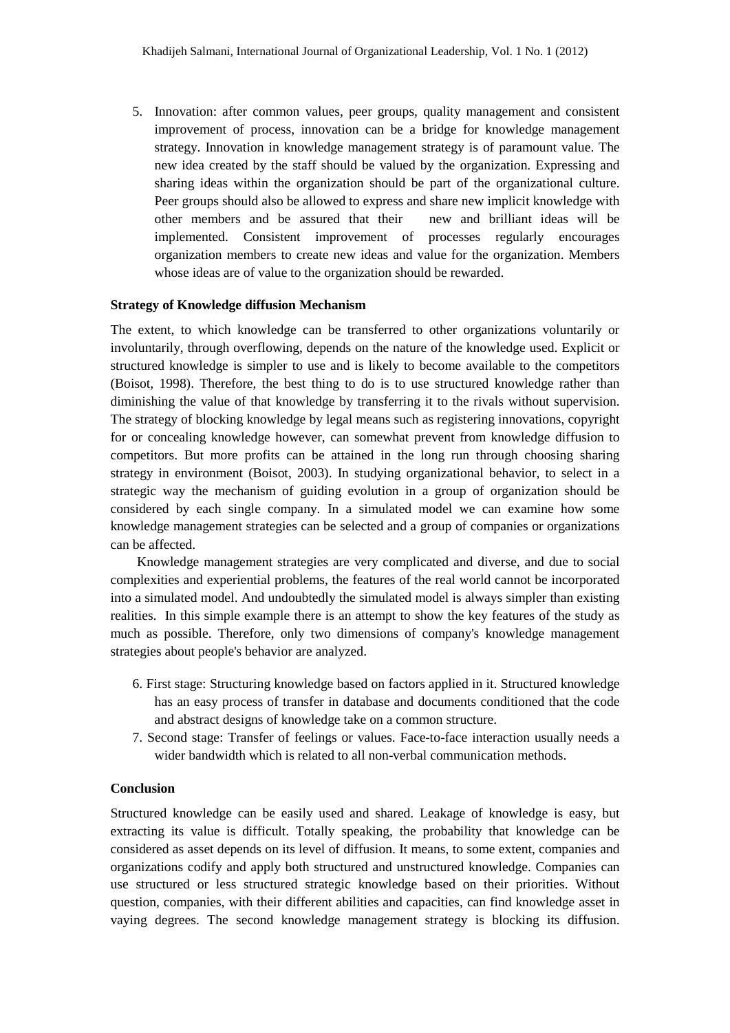5. Innovation: after common values, peer groups, quality management and consistent improvement of process, innovation can be a bridge for knowledge management strategy. Innovation in knowledge management strategy is of paramount value. The new idea created by the staff should be valued by the organization. Expressing and sharing ideas within the organization should be part of the organizational culture. Peer groups should also be allowed to express and share new implicit knowledge with other members and be assured that their new and brilliant ideas will be implemented. Consistent improvement of processes regularly encourages organization members to create new ideas and value for the organization. Members whose ideas are of value to the organization should be rewarded.

**Strategy of Knowledge diffusion Mechanism**

The extent, to which knowledge can be transferred to other organizations voluntarily or involuntarily, through overflowing, depends on the nature of the knowledge used. Explicit or structured knowledge is simpler to use and is likely to become available to the competitors (Boisot, 1998). Therefore, the best thing to do is to use structured knowledge rather than diminishing the value of that knowledge by transferring it to the rivals without supervision. The strategy of blocking knowledge by legal means such as registering innovations, copyright for or concealing knowledge however, can somewhat prevent from knowledge diffusion to competitors. But more profits can be attained in the long run through choosing sharing strategy in environment (Boisot, 2003). In studying organizational behavior, to select in a strategic way the mechanism of guiding evolution in a group of organization should be considered by each single company. In a simulated model we can examine how some knowledge management strategies can be selected and a group of companies or organizations can be affected.

Knowledge management strategies are very complicated and diverse, and due to social complexities and experiential problems, the features of the real world cannot be incorporated into a simulated model. And undoubtedly the simulated model is always simpler than existing realities. In this simple example there is an attempt to show the key features of the study as much as possible. Therefore, only two dimensions of company's knowledge management strategies about people's behavior are analyzed.

6. First stage: Structuring knowledge based on factors applied in it. Structured knowledge has an easy process of transfer in database and documents conditioned that the code and abstract designs of knowledge take on a common structure.
7. Second stage: Transfer of feelings or values. Face-to-face interaction usually needs a wider bandwidth which is related to all non-verbal communication methods.

**Conclusion**

Structured knowledge can be easily used and shared. Leakage of knowledge is easy, but extracting its value is difficult. Totally speaking, the probability that knowledge can be considered as asset depends on its level of diffusion. It means, to some extent, companies and organizations codify and apply both structured and unstructured knowledge. Companies can use structured or less structured strategic knowledge based on their priorities. Without question, companies, with their different abilities and capacities, can find knowledge asset in vaying degrees. The second knowledge management strategy is blocking its diffusion.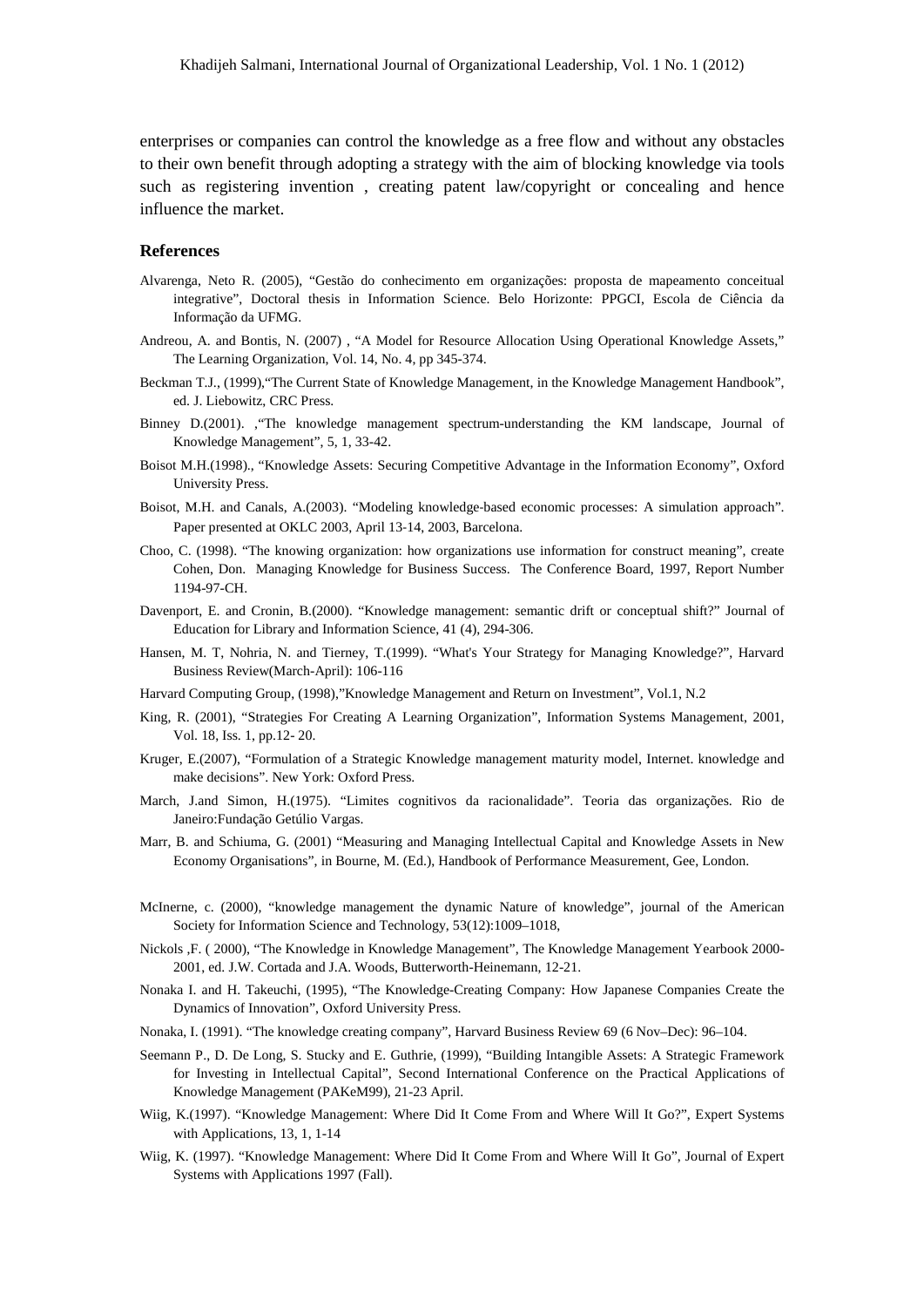enterprises or companies can control the knowledge as a free flow and without any obstacles to their own benefit through adopting a strategy with the aim of blocking knowledge via tools such as registering invention , creating patent law/copyright or concealing and hence influence the market.

## References

Alvarenga, Neto R. (2005), "Gestão do conhecimento em organizações: proposta de mapeamento conceitual integrative", Doctoral thesis in Information Science. Belo Horizonte: PPGCI, Escola de Ciência da Informação da UFMG.

Andreou, A. and Bontis, N. (2007) , "A Model for Resource Allocation Using Operational Knowledge Assets," The Learning Organization, Vol. 14, No. 4, pp 345-374.

Beckman T.J., (1999),"The Current State of Knowledge Management, in the Knowledge Management Handbook", ed. J. Liebowitz, CRC Press.

Binney D.(2001). ,"The knowledge management spectrum-understanding the KM landscape, Journal of Knowledge Management", 5, 1, 33-42.

Boisot M.H.(1998)., "Knowledge Assets: Securing Competitive Advantage in the Information Economy", Oxford University Press.

Boisot, M.H. and Canals, A.(2003). "Modeling knowledge-based economic processes: A simulation approach". Paper presented at OKLC 2003, April 13-14, 2003, Barcelona.

Choo, C. (1998). "The knowing organization: how organizations use information for construct meaning", create Cohen, Don. Managing Knowledge for Business Success. The Conference Board, 1997, Report Number 1194-97-CH.

Davenport, E. and Cronin, B.(2000). "Knowledge management: semantic drift or conceptual shift?" Journal of Education for Library and Information Science, 41 (4), 294-306.

Hansen, M. T, Nohria, N. and Tierney, T.(1999). "What's Your Strategy for Managing Knowledge?", Harvard Business Review(March-April): 106-116

Harvard Computing Group, (1998),"Knowledge Management and Return on Investment", Vol.1, N.2

King, R. (2001), "Strategies For Creating A Learning Organization", Information Systems Management, 2001, Vol. 18, Iss. 1, pp.12- 20.

Kruger, E.(2007), "Formulation of a Strategic Knowledge management maturity model, Internet. knowledge and make decisions". New York: Oxford Press.

March, J.and Simon, H.(1975). "Limites cognitivos da racionalidade". Teoria das organizações. Rio de Janeiro:Fundação Getúlio Vargas.

Marr, B. and Schiuma, G. (2001) "Measuring and Managing Intellectual Capital and Knowledge Assets in New Economy Organisations", in Bourne, M. (Ed.), Handbook of Performance Measurement, Gee, London.

McInerne, c. (2000), "knowledge management the dynamic Nature of knowledge", journal of the American Society for Information Science and Technology, 53(12):1009–1018,

Nickols ,F. ( 2000), "The Knowledge in Knowledge Management", The Knowledge Management Yearbook 2000-2001, ed. J.W. Cortada and J.A. Woods, Butterworth-Heinemann, 12-21.

Nonaka I. and H. Takeuchi, (1995), "The Knowledge-Creating Company: How Japanese Companies Create the Dynamics of Innovation", Oxford University Press.

Nonaka, I. (1991). "The knowledge creating company", Harvard Business Review 69 (6 Nov–Dec): 96–104.

Seemann P., D. De Long, S. Stucky and E. Guthrie, (1999), "Building Intangible Assets: A Strategic Framework for Investing in Intellectual Capital", Second International Conference on the Practical Applications of Knowledge Management (PAKeM99), 21-23 April.

Wiig, K.(1997). "Knowledge Management: Where Did It Come From and Where Will It Go?", Expert Systems with Applications, 13, 1, 1-14

Wiig, K. (1997). "Knowledge Management: Where Did It Come From and Where Will It Go", Journal of Expert Systems with Applications 1997 (Fall).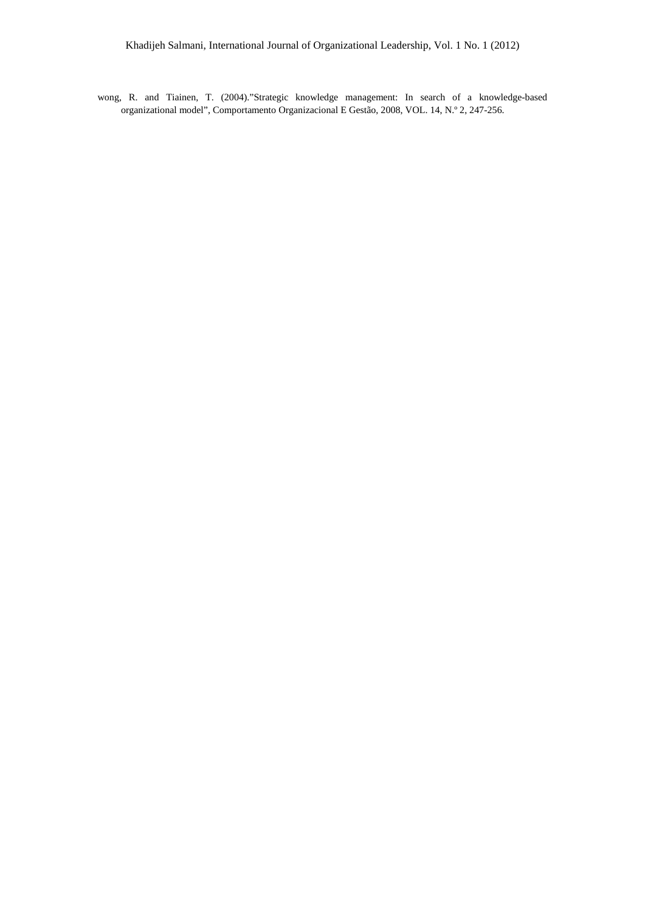wong, R. and Tiainen, T. (2004).”Strategic knowledge management: In search of a knowledge-based organizational model”, Comportamento Organizacional E Gestão, 2008, VOL. 14, N.º 2, 247-256.